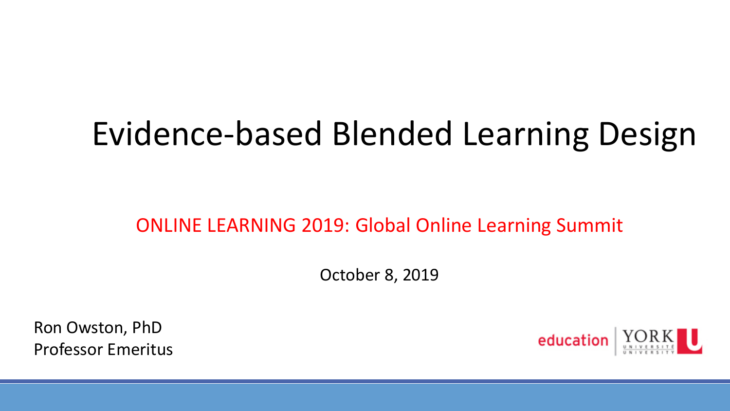# Evidence-based Blended Learning Design

ONLINE LEARNING 2019: Global Online Learning Summit

October 8, 2019

Ron Owston, PhD
Professor Emeritus

education | YORK UNIVERSITÉ UNIVERSITY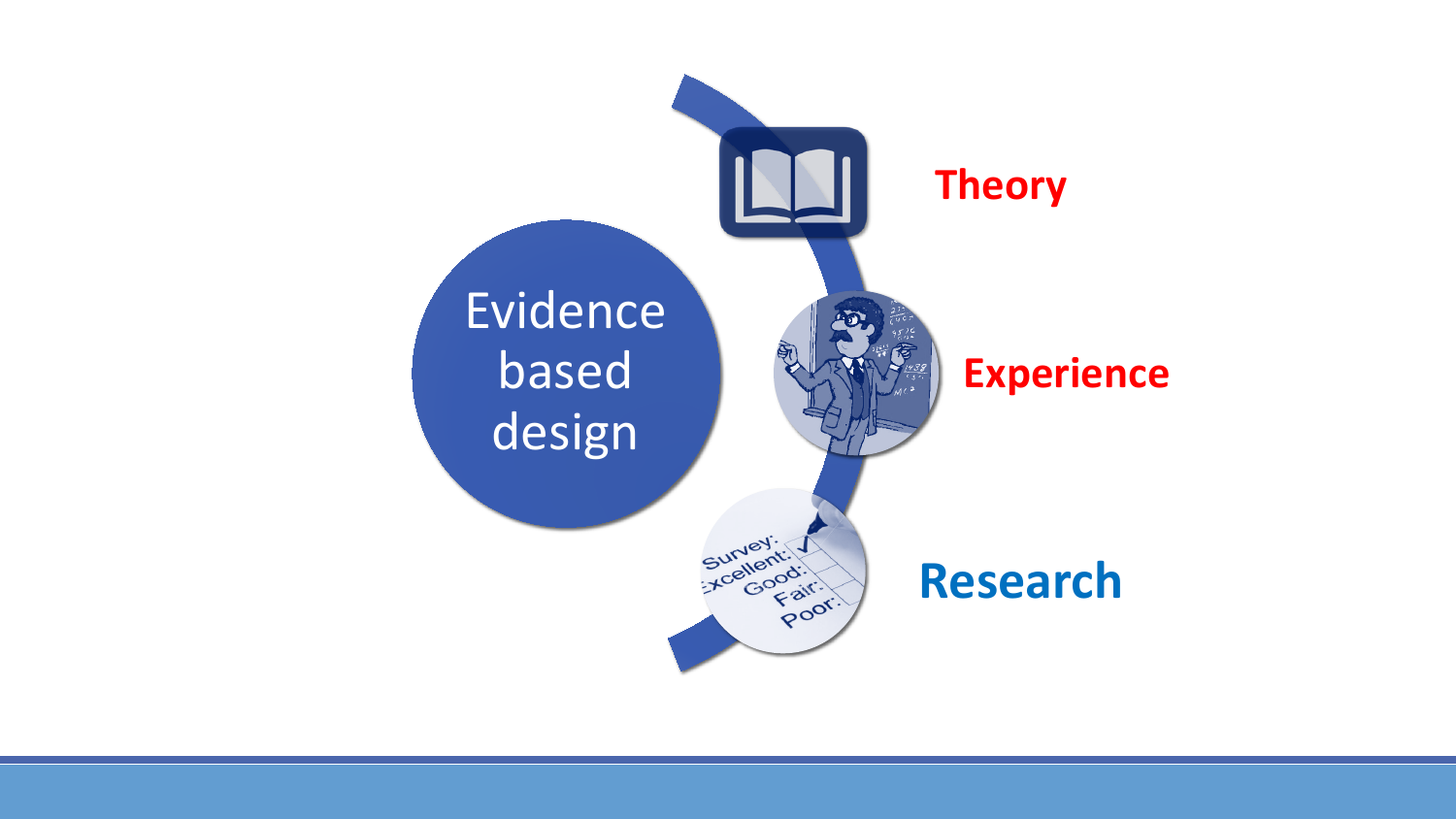Evidence based design

Theory

Experience

Research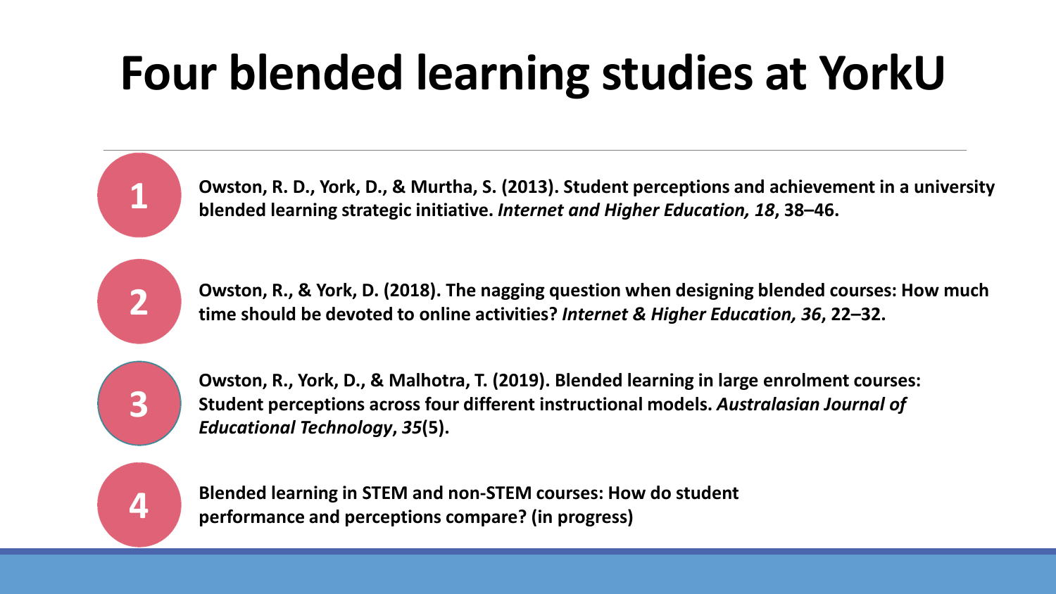# Four blended learning studies at YorkU

1. **Owston, R. D., York, D., & Murtha, S. (2013). Student perceptions and achievement in a university blended learning strategic initiative. *Internet and Higher Education, 18*, 38–46.**

2. **Owston, R., & York, D. (2018). The nagging question when designing blended courses: How much time should be devoted to online activities? *Internet & Higher Education, 36*, 22–32.**

3. **Owston, R., York, D., & Malhotra, T. (2019). Blended learning in large enrolment courses: Student perceptions across four different instructional models. *Australasian Journal of Educational Technology*, *35*(5).**

4. **Blended learning in STEM and non-STEM courses: How do student performance and perceptions compare? (in progress)**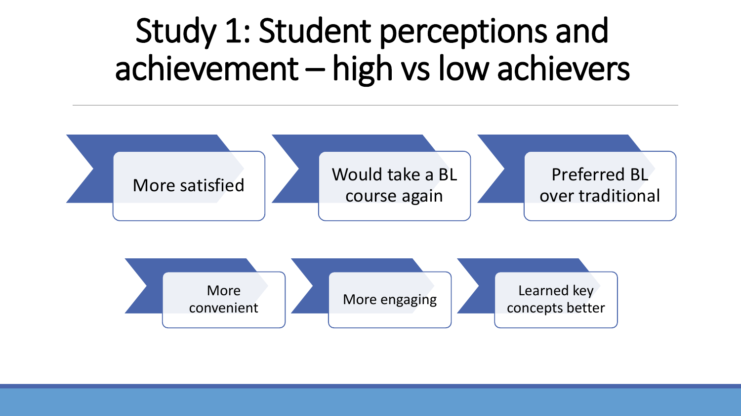# Study 1: Student perceptions and achievement – high vs low achievers

- More satisfied
- Would take a BL course again
- Preferred BL over traditional
- More convenient
- More engaging
- Learned key concepts better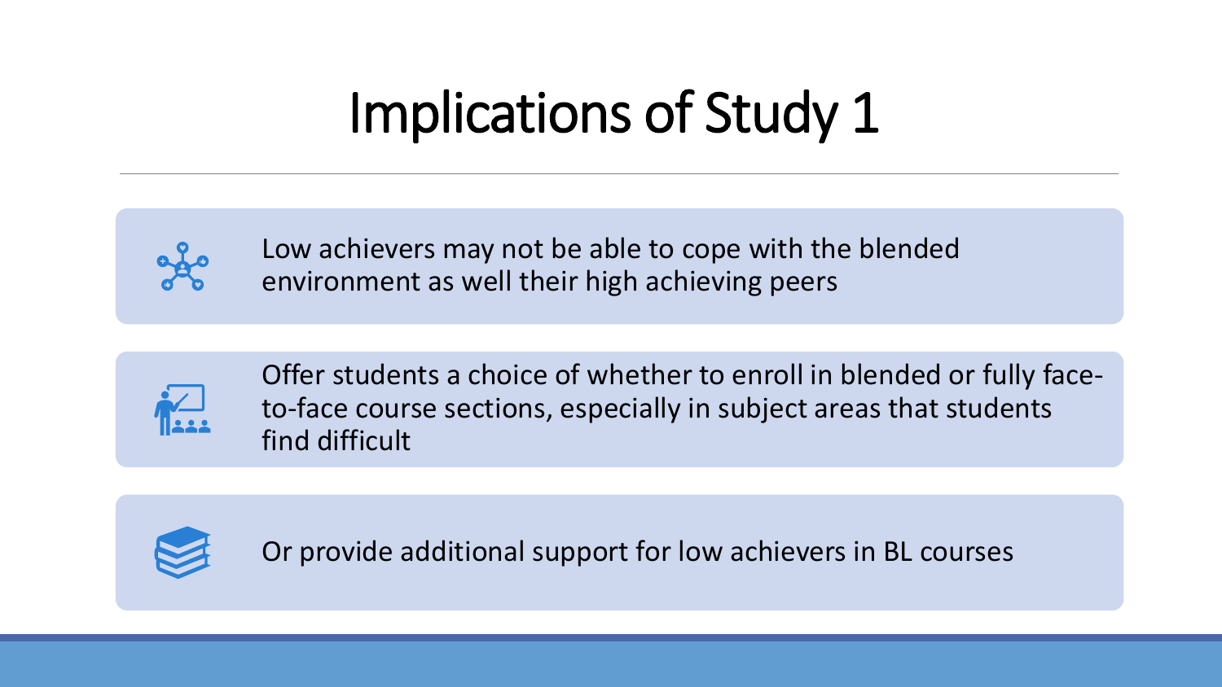# Implications of Study 1

- Low achievers may not be able to cope with the blended environment as well their high achieving peers

- Offer students a choice of whether to enroll in blended or fully face-to-face course sections, especially in subject areas that students find difficult

- Or provide additional support for low achievers in BL courses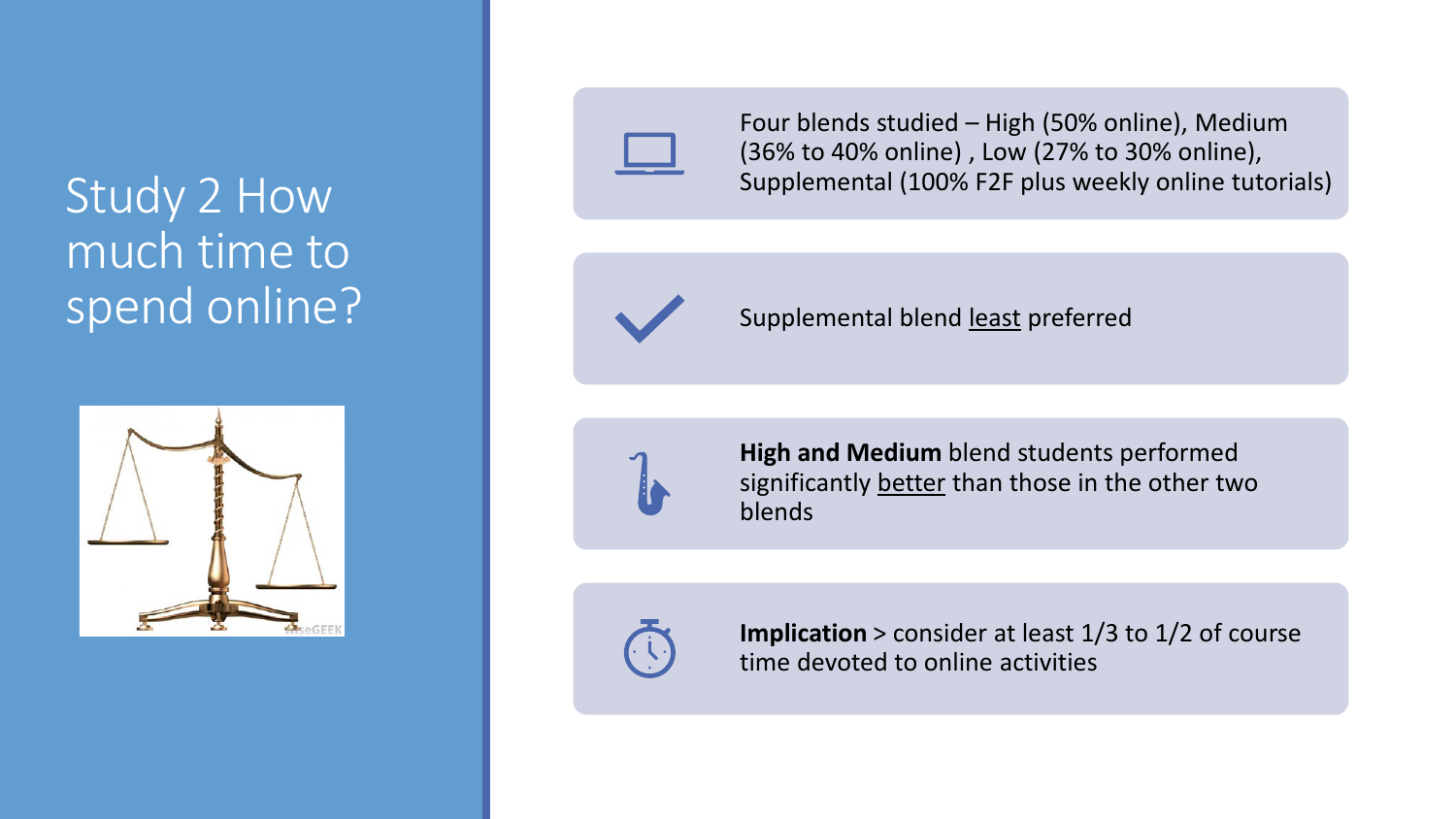# Study 2 How much time to spend online?

- Four blends studied – High (50% online), Medium (36% to 40% online) , Low (27% to 30% online), Supplemental (100% F2F plus weekly online tutorials)
- Supplemental blend <u>least</u> preferred
- **High and Medium** blend students performed significantly <u>better</u> than those in the other two blends
- **Implication** > consider at least 1/3 to 1/2 of course time devoted to online activities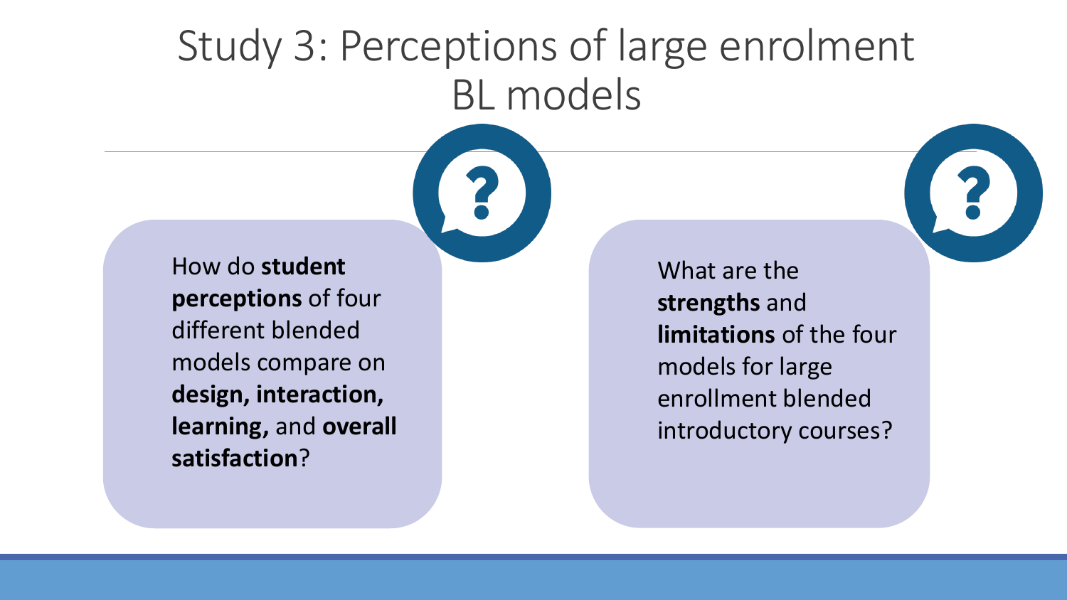# Study 3: Perceptions of large enrolment BL models

How do **student perceptions** of four different blended models compare on **design, interaction, learning,** and **overall satisfaction**?

What are the **strengths** and **limitations** of the four models for large enrollment blended introductory courses?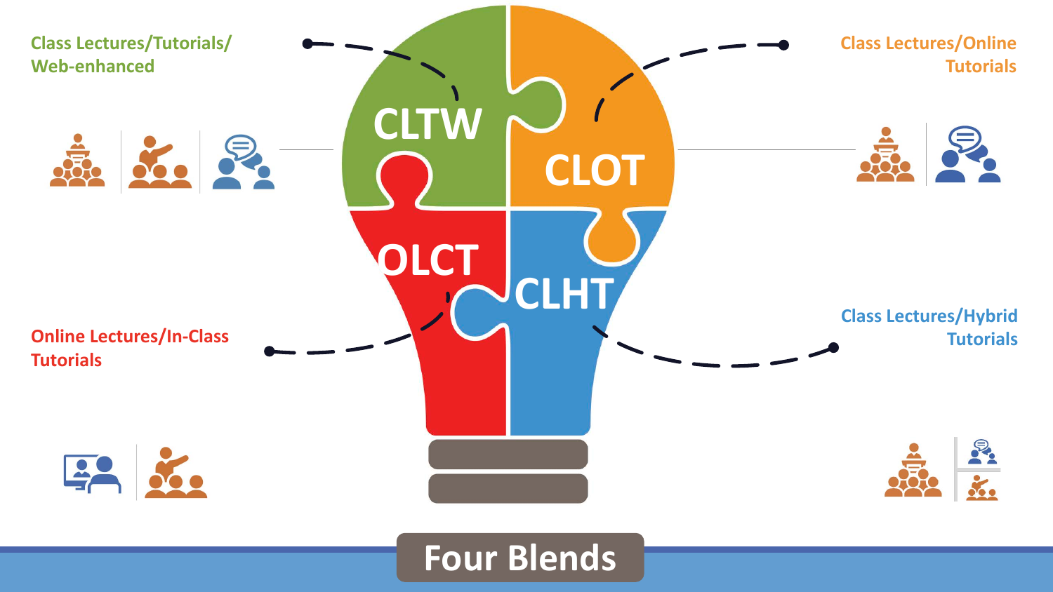# Four Blends

Class Lectures/Tutorials/Web-enhanced

CLTW

Class Lectures/Online Tutorials

CLOT

Online Lectures/In-Class Tutorials

OLCT

Class Lectures/Hybrid Tutorials

CLHT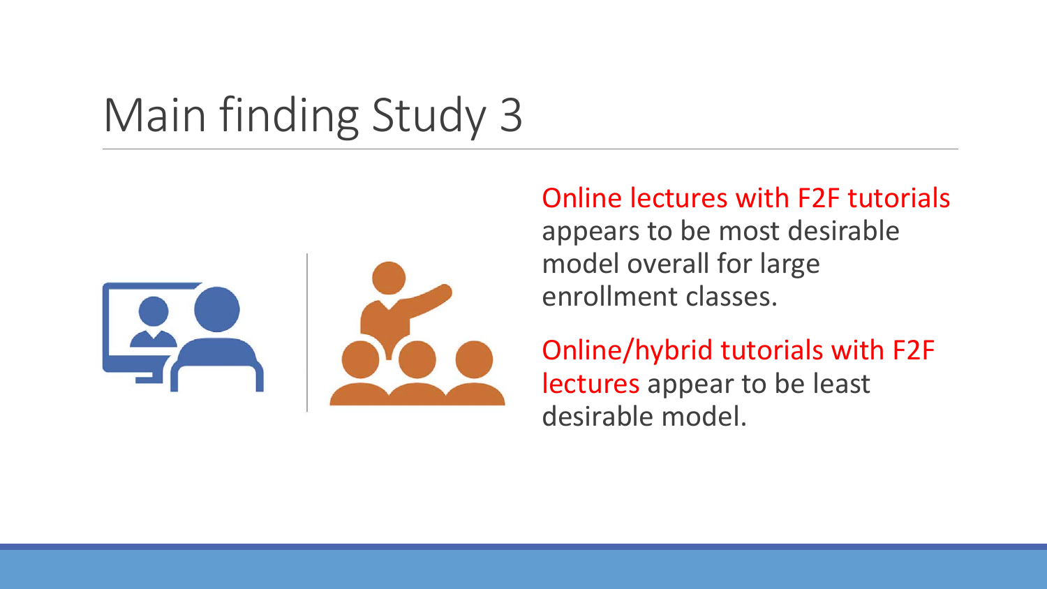# Main finding Study 3

Online lectures with F2F tutorials appears to be most desirable model overall for large enrollment classes.

Online/hybrid tutorials with F2F lectures appear to be least desirable model.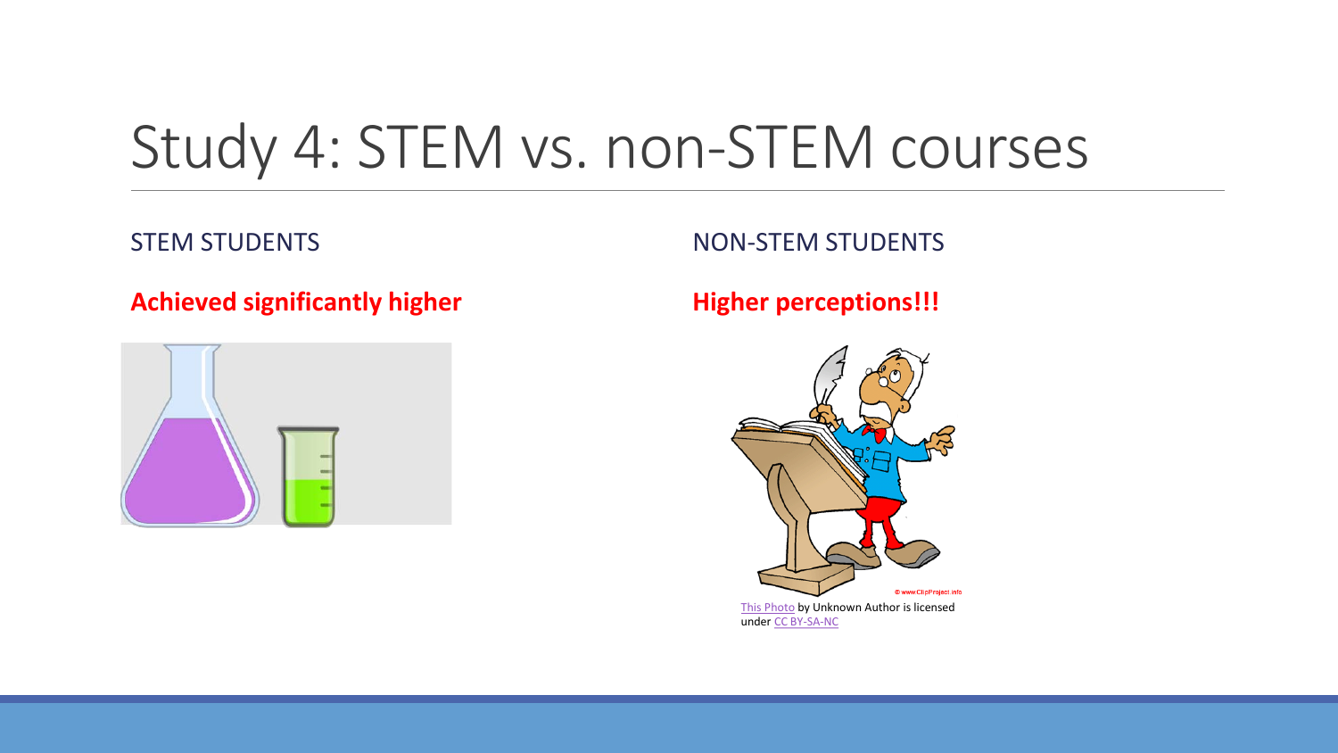# Study 4: STEM vs. non-STEM courses

STEM STUDENTS

**Achieved significantly higher**

NON-STEM STUDENTS

**Higher perceptions!!!**

This Photo by Unknown Author is licensed under CC BY-SA-NC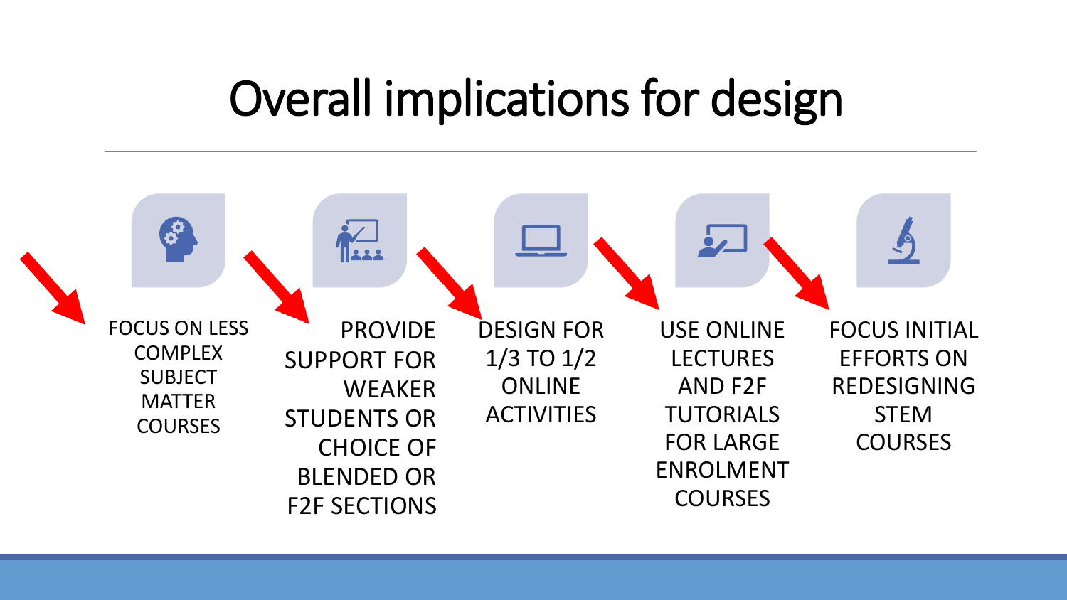# Overall implications for design

- FOCUS ON LESS COMPLEX SUBJECT MATTER COURSES
- PROVIDE SUPPORT FOR WEAKER STUDENTS OR CHOICE OF BLENDED OR F2F SECTIONS
- DESIGN FOR 1/3 TO 1/2 ONLINE ACTIVITIES
- USE ONLINE LECTURES AND F2F TUTORIALS FOR LARGE ENROLMENT COURSES
- FOCUS INITIAL EFFORTS ON REDESIGNING STEM COURSES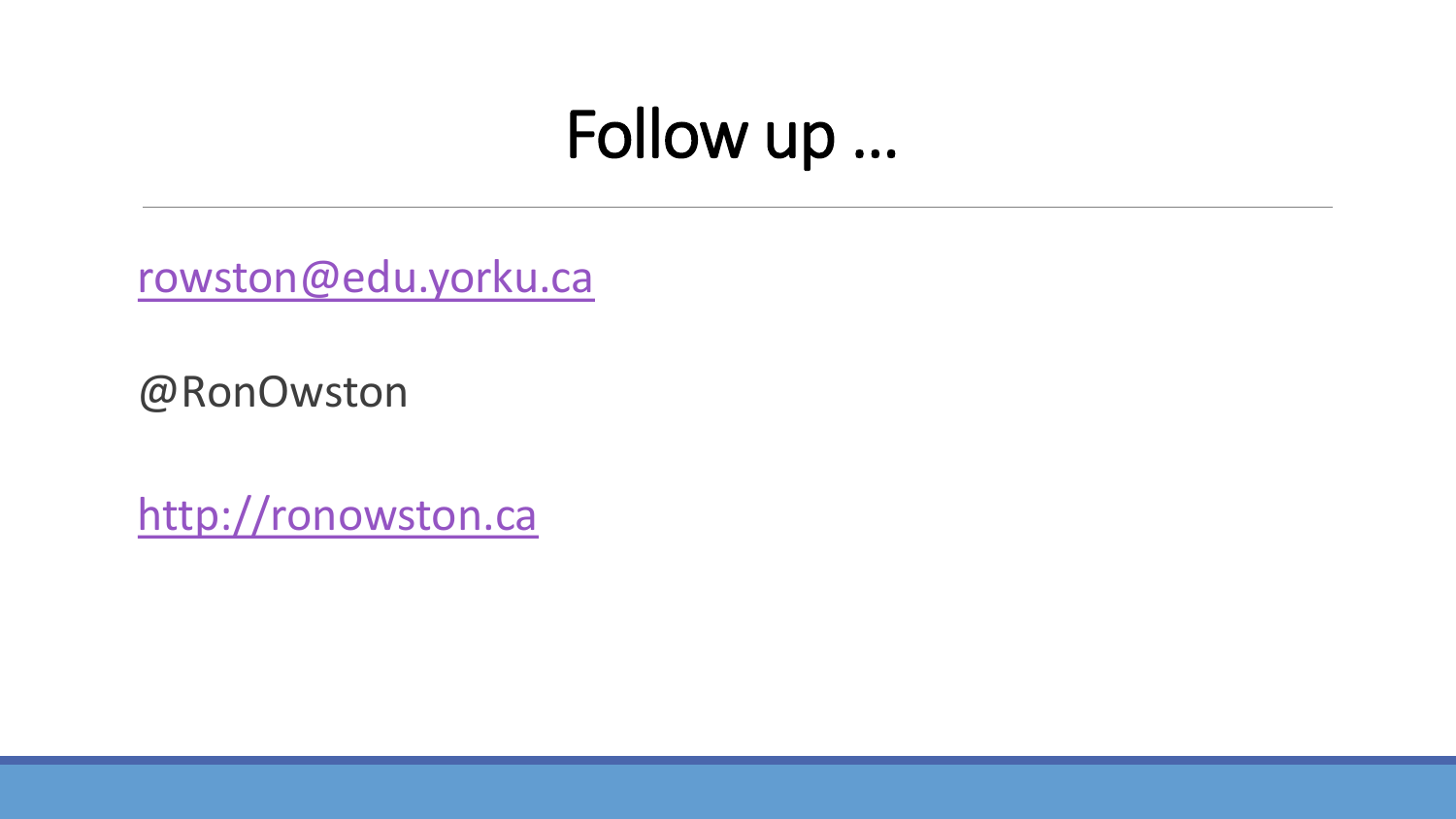# Follow up …

rowston@edu.yorku.ca

@RonOwston

http://ronowston.ca